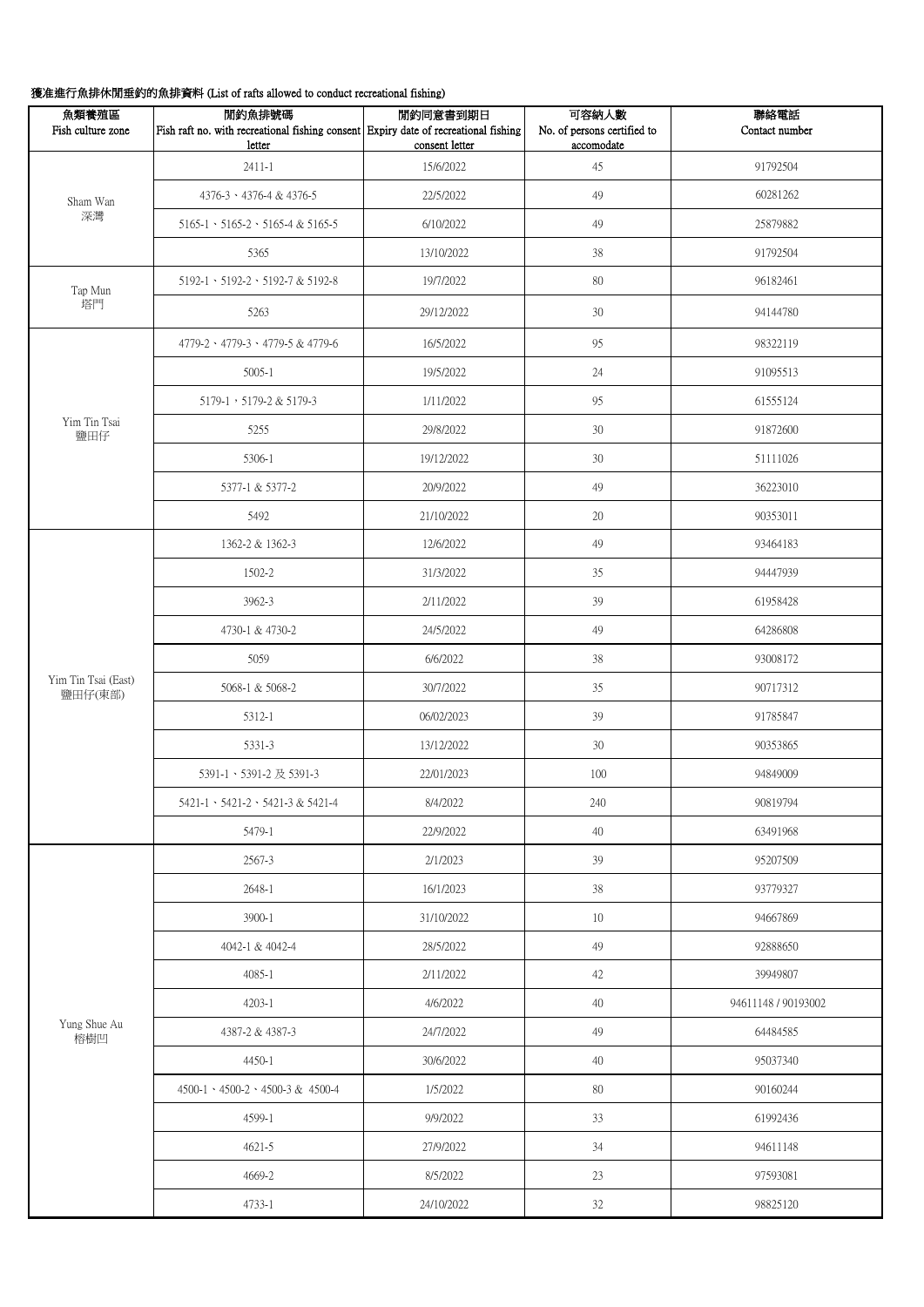**獲准進行魚排休閒垂釣的魚排資料 (List of rafts allowed to conduct recreational fishing)**

| 魚類養殖區 Fish culture zone | 閒釣魚排號碼 Fish raft no. with recreational fishing consent letter | 閒釣同意書到期日 Expiry date of recreational fishing consent letter | 可容納人數 No. of persons certified to accomodate | 聯絡電話 Contact number |
|---|---|---|---|---|
| Sham Wan 深灣 | 2411-1 | 15/6/2022 | 45 | 91792504 |
| | 4376-3、4376-4 & 4376-5 | 22/5/2022 | 49 | 60281262 |
| | 5165-1、5165-2、5165-4 & 5165-5 | 6/10/2022 | 49 | 25879882 |
| | 5365 | 13/10/2022 | 38 | 91792504 |
| Tap Mun 塔門 | 5192-1、5192-2、5192-7 & 5192-8 | 19/7/2022 | 80 | 96182461 |
| | 5263 | 29/12/2022 | 30 | 94144780 |
| Yim Tin Tsai 鹽田仔 | 4779-2、4779-3、4779-5 & 4779-6 | 16/5/2022 | 95 | 98322119 |
| | 5005-1 | 19/5/2022 | 24 | 91095513 |
| | 5179-1，5179-2 & 5179-3 | 1/11/2022 | 95 | 61555124 |
| | 5255 | 29/8/2022 | 30 | 91872600 |
| | 5306-1 | 19/12/2022 | 30 | 51111026 |
| | 5377-1 & 5377-2 | 20/9/2022 | 49 | 36223010 |
| | 5492 | 21/10/2022 | 20 | 90353011 |
| Yim Tin Tsai (East) 鹽田仔(東部) | 1362-2 & 1362-3 | 12/6/2022 | 49 | 93464183 |
| | 1502-2 | 31/3/2022 | 35 | 94447939 |
| | 3962-3 | 2/11/2022 | 39 | 61958428 |
| | 4730-1 & 4730-2 | 24/5/2022 | 49 | 64286808 |
| | 5059 | 6/6/2022 | 38 | 93008172 |
| | 5068-1 & 5068-2 | 30/7/2022 | 35 | 90717312 |
| | 5312-1 | 06/02/2023 | 39 | 91785847 |
| | 5331-3 | 13/12/2022 | 30 | 90353865 |
| | 5391-1、5391-2 及 5391-3 | 22/01/2023 | 100 | 94849009 |
| | 5421-1、5421-2、5421-3 & 5421-4 | 8/4/2022 | 240 | 90819794 |
| | 5479-1 | 22/9/2022 | 40 | 63491968 |
| Yung Shue Au 榕樹凹 | 2567-3 | 2/1/2023 | 39 | 95207509 |
| | 2648-1 | 16/1/2023 | 38 | 93779327 |
| | 3900-1 | 31/10/2022 | 10 | 94667869 |
| | 4042-1 & 4042-4 | 28/5/2022 | 49 | 92888650 |
| | 4085-1 | 2/11/2022 | 42 | 39949807 |
| | 4203-1 | 4/6/2022 | 40 | 94611148 / 90193002 |
| | 4387-2 & 4387-3 | 24/7/2022 | 49 | 64484585 |
| | 4450-1 | 30/6/2022 | 40 | 95037340 |
| | 4500-1、4500-2、4500-3 & 4500-4 | 1/5/2022 | 80 | 90160244 |
| | 4599-1 | 9/9/2022 | 33 | 61992436 |
| | 4621-5 | 27/9/2022 | 34 | 94611148 |
| | 4669-2 | 8/5/2022 | 23 | 97593081 |
| | 4733-1 | 24/10/2022 | 32 | 98825120 |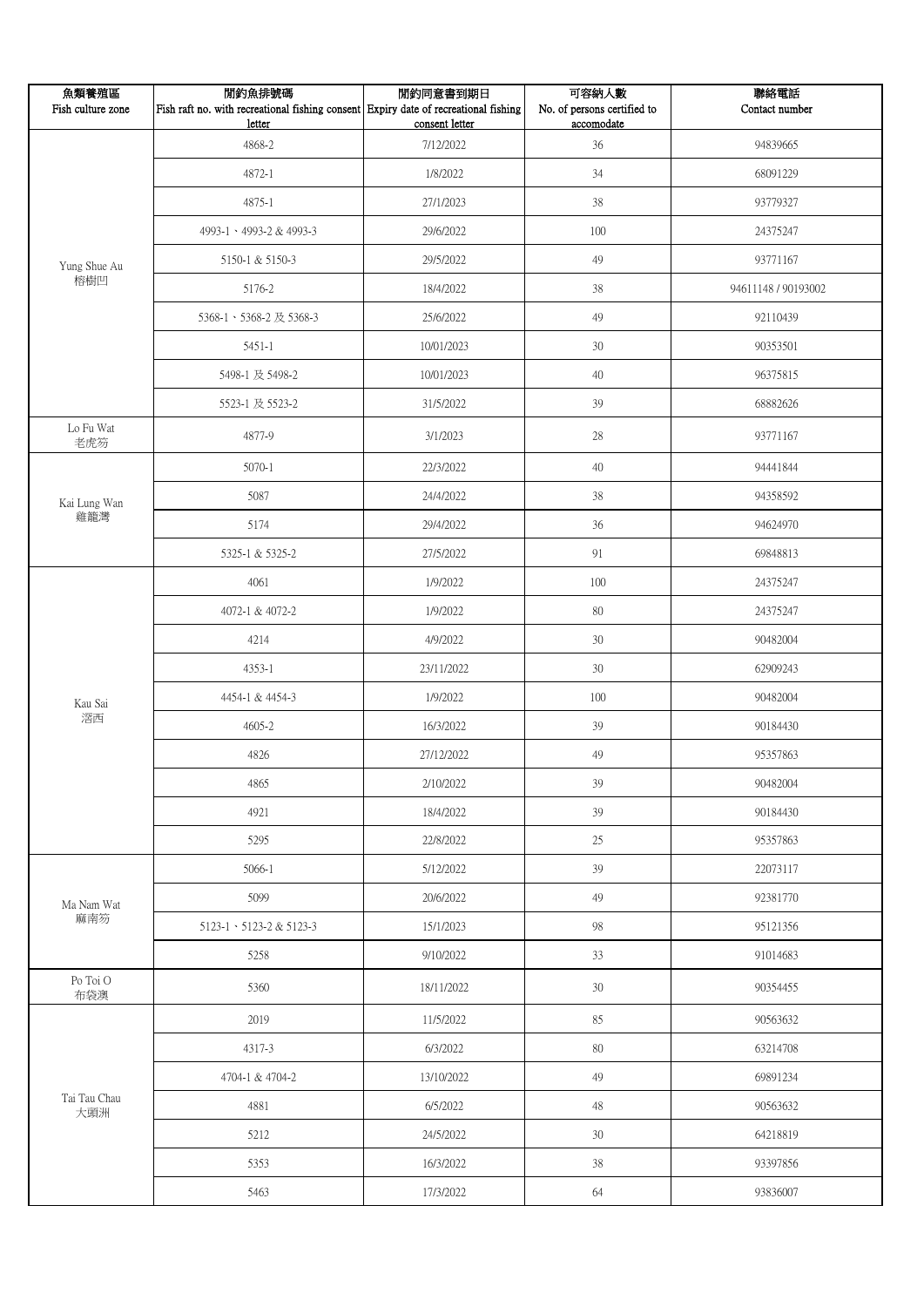| 魚類養殖區<br>Fish culture zone | 閒釣魚排號碼<br>Fish raft no. with recreational fishing consent letter | 閒釣同意書到期日<br>Expiry date of recreational fishing consent letter | 可容納人數<br>No. of persons certified to accomodate | 聯絡電話<br>Contact number |
|---|---|---|---|---|
| Yung Shue Au<br>榕樹凹 | 4868-2 | 7/12/2022 | 36 | 94839665 |
| | 4872-1 | 1/8/2022 | 34 | 68091229 |
| | 4875-1 | 27/1/2023 | 38 | 93779327 |
| | 4993-1、4993-2 & 4993-3 | 29/6/2022 | 100 | 24375247 |
| | 5150-1 & 5150-3 | 29/5/2022 | 49 | 93771167 |
| | 5176-2 | 18/4/2022 | 38 | 94611148 / 90193002 |
| | 5368-1、5368-2 及 5368-3 | 25/6/2022 | 49 | 92110439 |
| | 5451-1 | 10/01/2023 | 30 | 90353501 |
| | 5498-1 及 5498-2 | 10/01/2023 | 40 | 96375815 |
| | 5523-1 及 5523-2 | 31/5/2022 | 39 | 68882626 |
| Lo Fu Wat<br>老虎笏 | 4877-9 | 3/1/2023 | 28 | 93771167 |
| Kai Lung Wan<br>雞籠灣 | 5070-1 | 22/3/2022 | 40 | 94441844 |
| | 5087 | 24/4/2022 | 38 | 94358592 |
| | 5174 | 29/4/2022 | 36 | 94624970 |
| | 5325-1 & 5325-2 | 27/5/2022 | 91 | 69848813 |
| Kau Sai<br>滘西 | 4061 | 1/9/2022 | 100 | 24375247 |
| | 4072-1 & 4072-2 | 1/9/2022 | 80 | 24375247 |
| | 4214 | 4/9/2022 | 30 | 90482004 |
| | 4353-1 | 23/11/2022 | 30 | 62909243 |
| | 4454-1 & 4454-3 | 1/9/2022 | 100 | 90482004 |
| | 4605-2 | 16/3/2022 | 39 | 90184430 |
| | 4826 | 27/12/2022 | 49 | 95357863 |
| | 4865 | 2/10/2022 | 39 | 90482004 |
| | 4921 | 18/4/2022 | 39 | 90184430 |
| | 5295 | 22/8/2022 | 25 | 95357863 |
| Ma Nam Wat<br>麻南笏 | 5066-1 | 5/12/2022 | 39 | 22073117 |
| | 5099 | 20/6/2022 | 49 | 92381770 |
| | 5123-1、5123-2 & 5123-3 | 15/1/2023 | 98 | 95121356 |
| | 5258 | 9/10/2022 | 33 | 91014683 |
| Po Toi O<br>布袋澳 | 5360 | 18/11/2022 | 30 | 90354455 |
| Tai Tau Chau<br>大頭洲 | 2019 | 11/5/2022 | 85 | 90563632 |
| | 4317-3 | 6/3/2022 | 80 | 63214708 |
| | 4704-1 & 4704-2 | 13/10/2022 | 49 | 69891234 |
| | 4881 | 6/5/2022 | 48 | 90563632 |
| | 5212 | 24/5/2022 | 30 | 64218819 |
| | 5353 | 16/3/2022 | 38 | 93397856 |
| | 5463 | 17/3/2022 | 64 | 93836007 |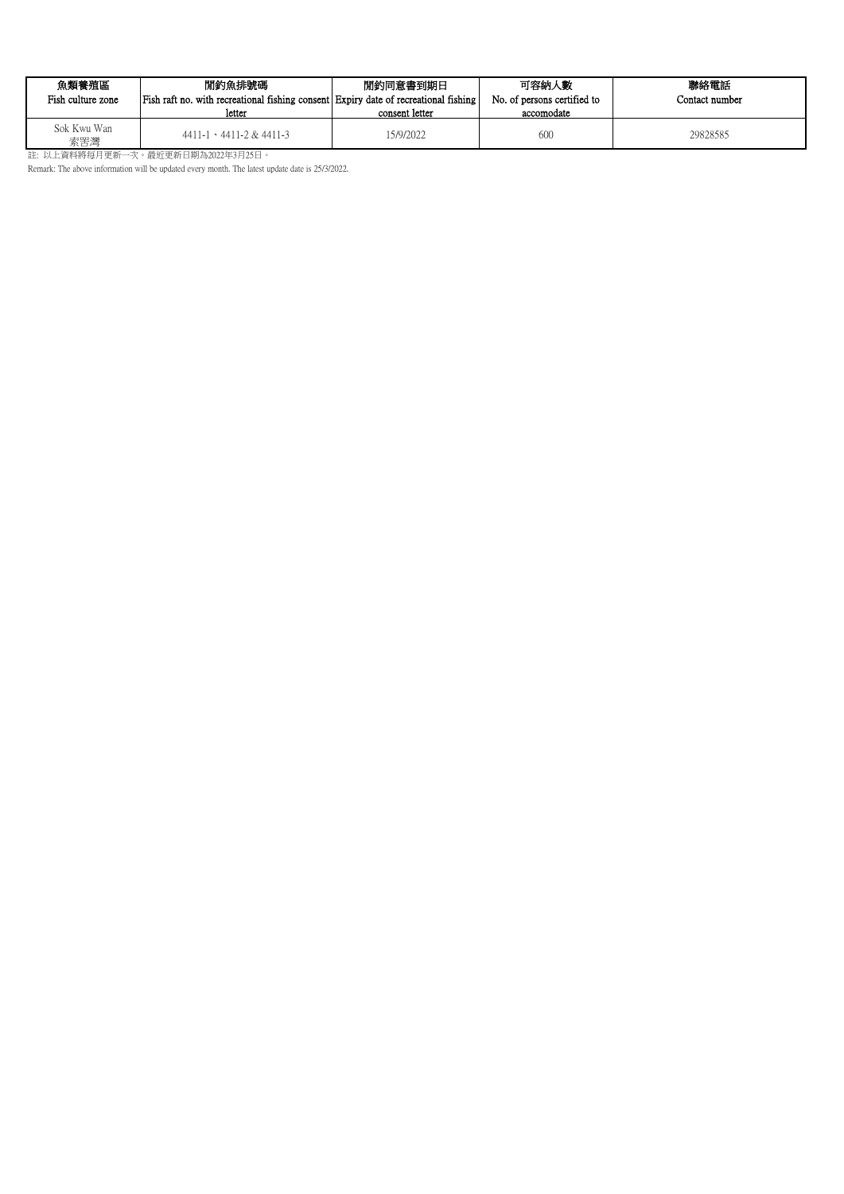| 魚類養殖區<br>Fish culture zone | 閒釣魚排號碼<br>Fish raft no. with recreational fishing consent letter | 閒釣同意書到期日<br>Expiry date of recreational fishing consent letter | 可容納人數<br>No. of persons certified to accomodate | 聯絡電話<br>Contact number |
|---|---|---|---|---|
| Sok Kwu Wan<br>索罟灣 | 4411-1、4411-2 & 4411-3 | 15/9/2022 | 600 | 29828585 |

註: 以上資料將每月更新一次。最近更新日期為2022年3月25日。

Remark: The above information will be updated every month. The latest update date is 25/3/2022.